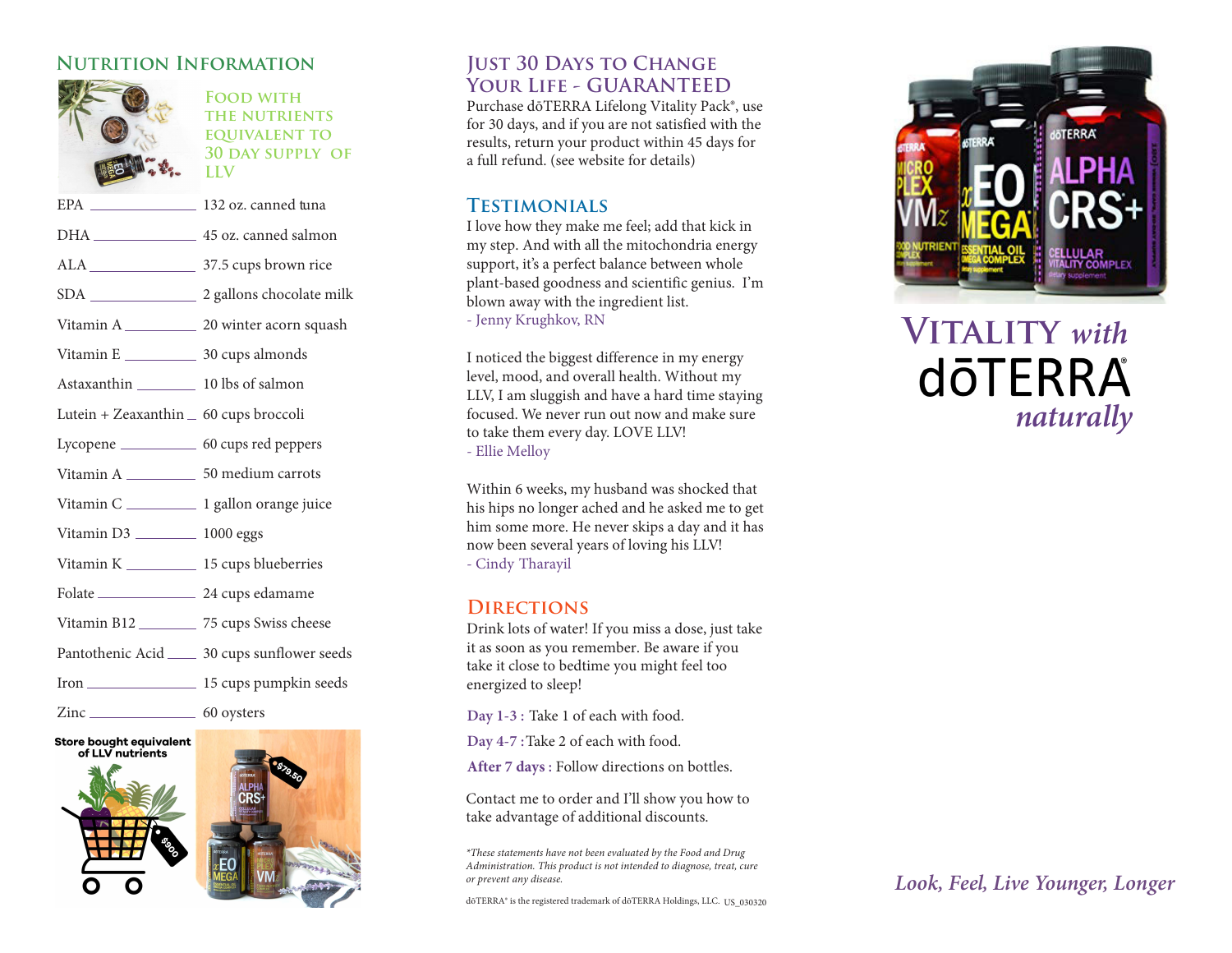## Nutrition Information

### Food with the nutrients equivalent to 30 day supply of LLV

| Nutrient | Food equivalent |
|---|---|
| EPA | 132 oz. canned tuna |
| DHA | 45 oz. canned salmon |
| ALA | 37.5 cups brown rice |
| SDA | 2 gallons chocolate milk |
| Vitamin A | 20 winter acorn squash |
| Vitamin E | 30 cups almonds |
| Astaxanthin | 10 lbs of salmon |
| Lutein + Zeaxanthin | 60 cups broccoli |
| Lycopene | 60 cups red peppers |
| Vitamin A | 50 medium carrots |
| Vitamin C | 1 gallon orange juice |
| Vitamin D3 | 1000 eggs |
| Vitamin K | 15 cups blueberries |
| Folate | 24 cups edamame |
| Vitamin B12 | 75 cups Swiss cheese |
| Pantothenic Acid | 30 cups sunflower seeds |
| Iron | 15 cups pumpkin seeds |
| Zinc | 60 oysters |

**Store bought equivalent of LLV nutrients**

$900

$79.50

## Just 30 Days to Change Your Life - GUARANTEED

Purchase dōTERRA Lifelong Vitality Pack®, use for 30 days, and if you are not satisfied with the results, return your product within 45 days for a full refund. (see website for details)

## Testimonials

I love how they make me feel; add that kick in my step. And with all the mitochondria energy support, it's a perfect balance between whole plant-based goodness and scientific genius. I'm blown away with the ingredient list.
- Jenny Krughkov, RN

I noticed the biggest difference in my energy level, mood, and overall health. Without my LLV, I am sluggish and have a hard time staying focused. We never run out now and make sure to take them every day. LOVE LLV!
- Ellie Melloy

Within 6 weeks, my husband was shocked that his hips no longer ached and he asked me to get him some more. He never skips a day and it has now been several years of loving his LLV!
- Cindy Tharayil

## Directions

Drink lots of water! If you miss a dose, just take it as soon as you remember. Be aware if you take it close to bedtime you might feel too energized to sleep!

**Day 1-3 :** Take 1 of each with food.

**Day 4-7 :** Take 2 of each with food.

**After 7 days :** Follow directions on bottles.

Contact me to order and I'll show you how to take advantage of additional discounts.

*\*These statements have not been evaluated by the Food and Drug Administration. This product is not intended to diagnose, treat, cure or prevent any disease.*

dōTERRA® is the registered trademark of dōTERRA Holdings, LLC. US_030320

# VITALITY *with* dōTERRA® *naturally*

*Look, Feel, Live Younger, Longer*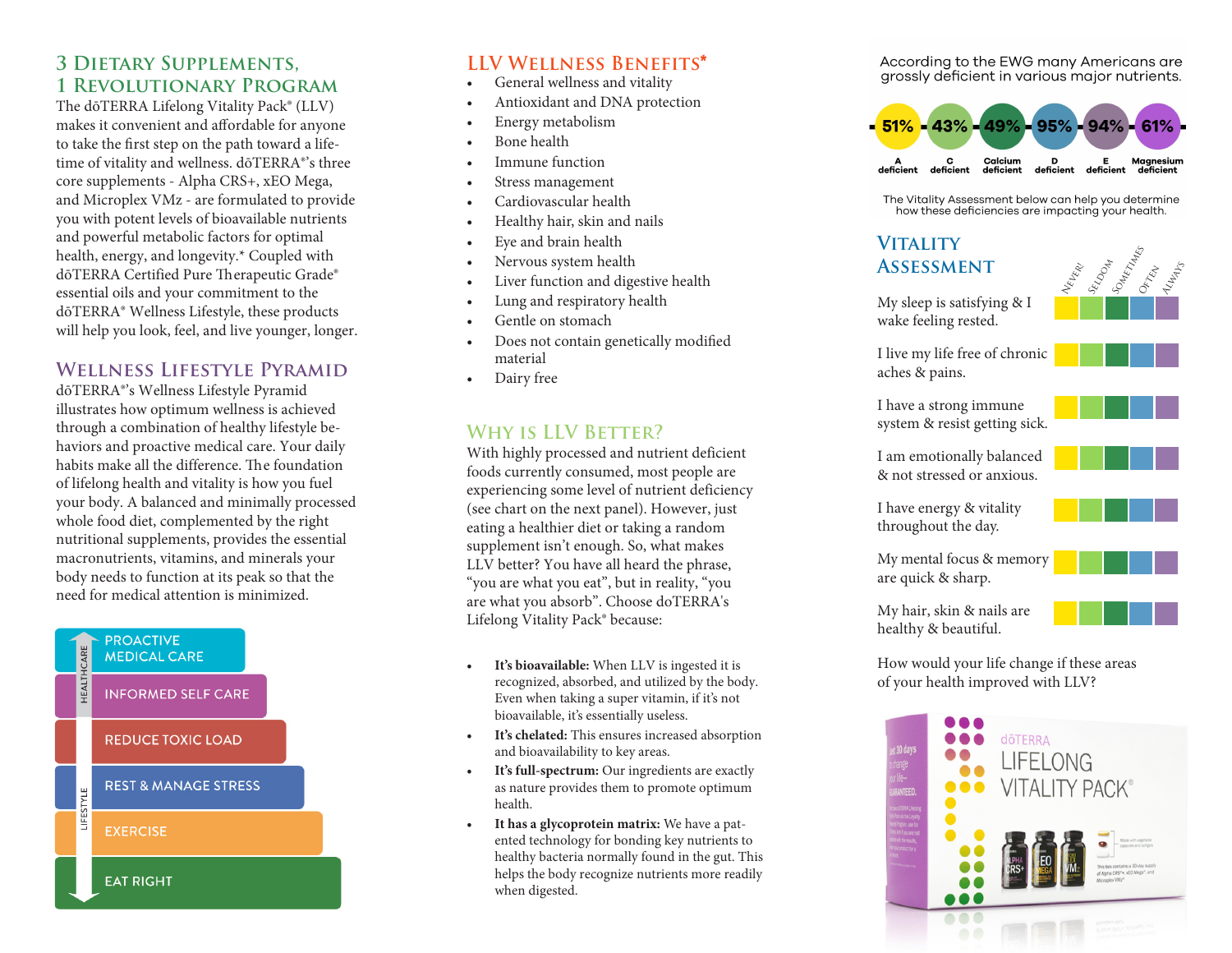## 3 Dietary Supplements, 1 Revolutionary Program

The dōTERRA Lifelong Vitality Pack® (LLV) makes it convenient and affordable for anyone to take the first step on the path toward a lifetime of vitality and wellness. dōTERRA®'s three core supplements - Alpha CRS+, xEO Mega, and Microplex VMz - are formulated to provide you with potent levels of bioavailable nutrients and powerful metabolic factors for optimal health, energy, and longevity.* Coupled with dōTERRA Certified Pure Therapeutic Grade® essential oils and your commitment to the dōTERRA® Wellness Lifestyle, these products will help you look, feel, and live younger, longer.

## Wellness Lifestyle Pyramid

dōTERRA®'s Wellness Lifestyle Pyramid illustrates how optimum wellness is achieved through a combination of healthy lifestyle behaviors and proactive medical care. Your daily habits make all the difference. The foundation of lifelong health and vitality is how you fuel your body. A balanced and minimally processed whole food diet, complemented by the right nutritional supplements, provides the essential macronutrients, vitamins, and minerals your body needs to function at its peak so that the need for medical attention is minimized.

HEALTHCARE

PROACTIVE MEDICAL CARE

INFORMED SELF CARE

REDUCE TOXIC LOAD

REST & MANAGE STRESS

EXERCISE

EAT RIGHT

LIFESTYLE

## LLV Wellness Benefits*

- General wellness and vitality
- Antioxidant and DNA protection
- Energy metabolism
- Bone health
- Immune function
- Stress management
- Cardiovascular health
- Healthy hair, skin and nails
- Eye and brain health
- Nervous system health
- Liver function and digestive health
- Lung and respiratory health
- Gentle on stomach
- Does not contain genetically modified material
- Dairy free

## Why is LLV Better?

With highly processed and nutrient deficient foods currently consumed, most people are experiencing some level of nutrient deficiency (see chart on the next panel). However, just eating a healthier diet or taking a random supplement isn't enough. So, what makes LLV better? You have all heard the phrase, "you are what you eat", but in reality, "you are what you absorb". Choose doTERRA's Lifelong Vitality Pack® because:

- **It's bioavailable:** When LLV is ingested it is recognized, absorbed, and utilized by the body. Even when taking a super vitamin, if it's not bioavailable, it's essentially useless.
- **It's chelated:** This ensures increased absorption and bioavailability to key areas.
- **It's full-spectrum:** Our ingredients are exactly as nature provides them to promote optimum health.
- **It has a glycoprotein matrix:** We have a patented technology for bonding key nutrients to healthy bacteria normally found in the gut. This helps the body recognize nutrients more readily when digested.

According to the EWG many Americans are grossly deficient in various major nutrients.

51% A deficient

43% C deficient

49% Calcium deficient

95% D deficient

94% E deficient

61% Magnesium deficient

The Vitality Assessment below can help you determine how these deficiencies are impacting your health.

## Vitality Assessment

NEVER! SELDOM SOMETIMES OFTEN ALWAYS

My sleep is satisfying & I wake feeling rested.

I live my life free of chronic aches & pains.

I have a strong immune system & resist getting sick.

I am emotionally balanced & not stressed or anxious.

I have energy & vitality throughout the day.

My mental focus & memory are quick & sharp.

My hair, skin & nails are healthy & beautiful.

How would your life change if these areas of your health improved with LLV?